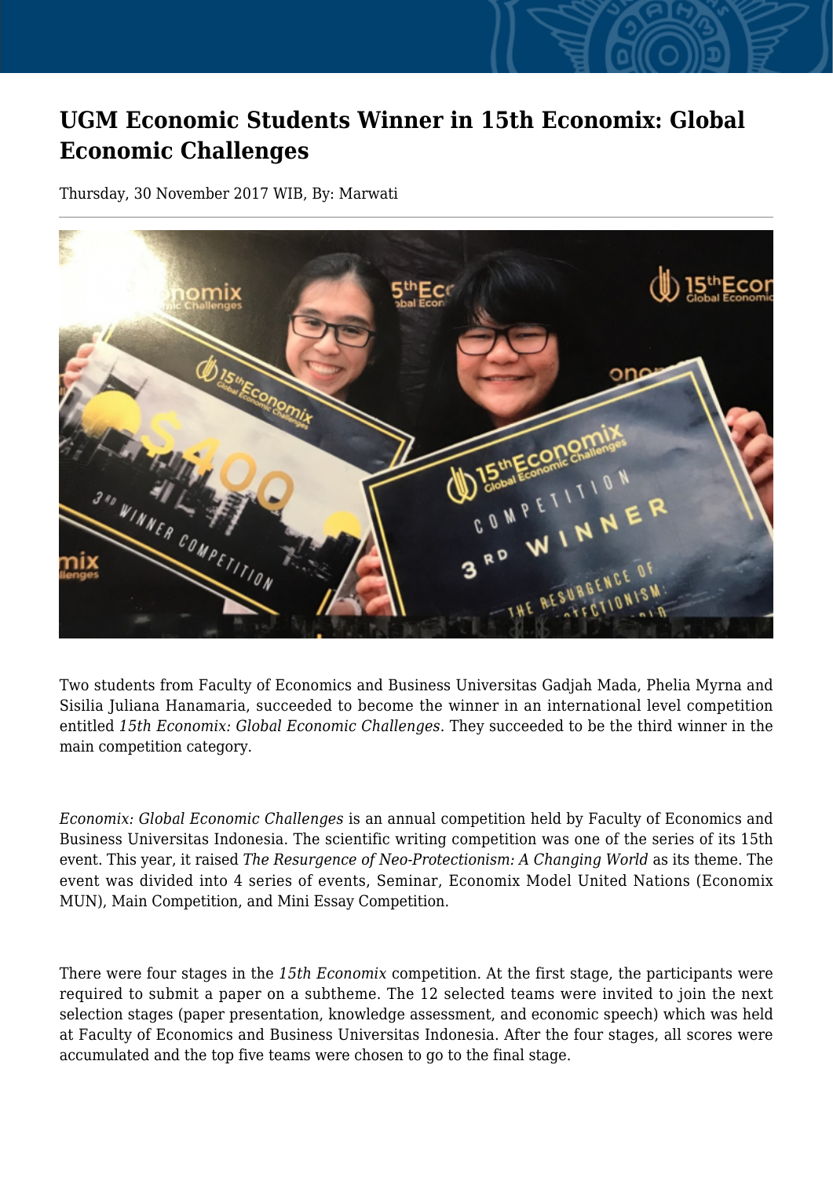# UGM Economic Students Winner in 15th Economix: Global Economic Challenges

Thursday, 30 November 2017 WIB, By: Marwati

Two students from Faculty of Economics and Business Universitas Gadjah Mada, Phelia Myrna and Sisilia Juliana Hanamaria, succeeded to become the winner in an international level competition entitled *15th Economix: Global Economic Challenges*. They succeeded to be the third winner in the main competition category.

*Economix: Global Economic Challenges* is an annual competition held by Faculty of Economics and Business Universitas Indonesia. The scientific writing competition was one of the series of its 15th event. This year, it raised *The Resurgence of Neo-Protectionism: A Changing World* as its theme. The event was divided into 4 series of events, Seminar, Economix Model United Nations (Economix MUN), Main Competition, and Mini Essay Competition.

There were four stages in the *15th Economix* competition. At the first stage, the participants were required to submit a paper on a subtheme. The 12 selected teams were invited to join the next selection stages (paper presentation, knowledge assessment, and economic speech) which was held at Faculty of Economics and Business Universitas Indonesia. After the four stages, all scores were accumulated and the top five teams were chosen to go to the final stage.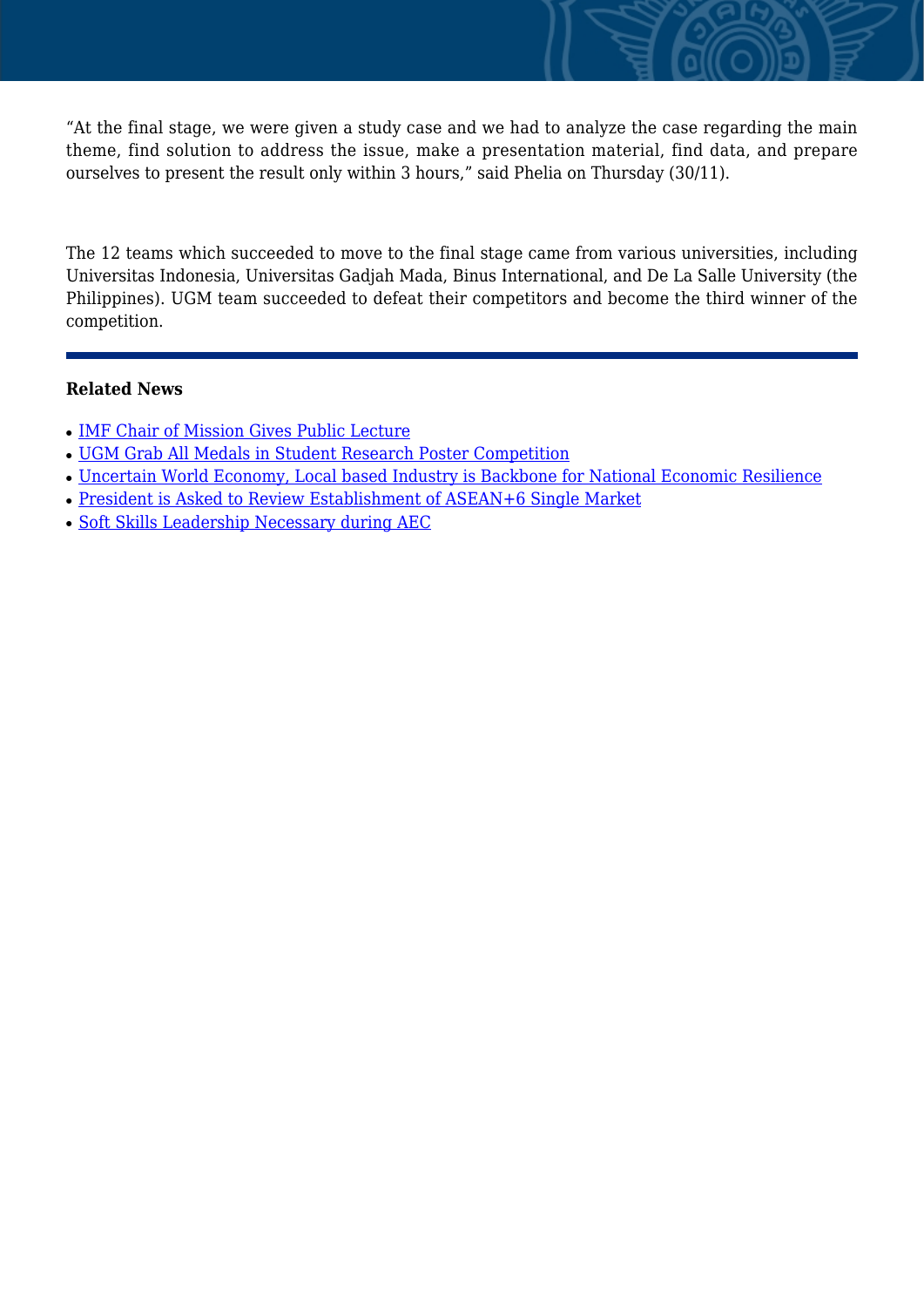"At the final stage, we were given a study case and we had to analyze the case regarding the main theme, find solution to address the issue, make a presentation material, find data, and prepare ourselves to present the result only within 3 hours," said Phelia on Thursday (30/11).

The 12 teams which succeeded to move to the final stage came from various universities, including Universitas Indonesia, Universitas Gadjah Mada, Binus International, and De La Salle University (the Philippines). UGM team succeeded to defeat their competitors and become the third winner of the competition.

---

**Related News**

- IMF Chair of Mission Gives Public Lecture
- UGM Grab All Medals in Student Research Poster Competition
- Uncertain World Economy, Local based Industry is Backbone for National Economic Resilience
- President is Asked to Review Establishment of ASEAN+6 Single Market
- Soft Skills Leadership Necessary during AEC